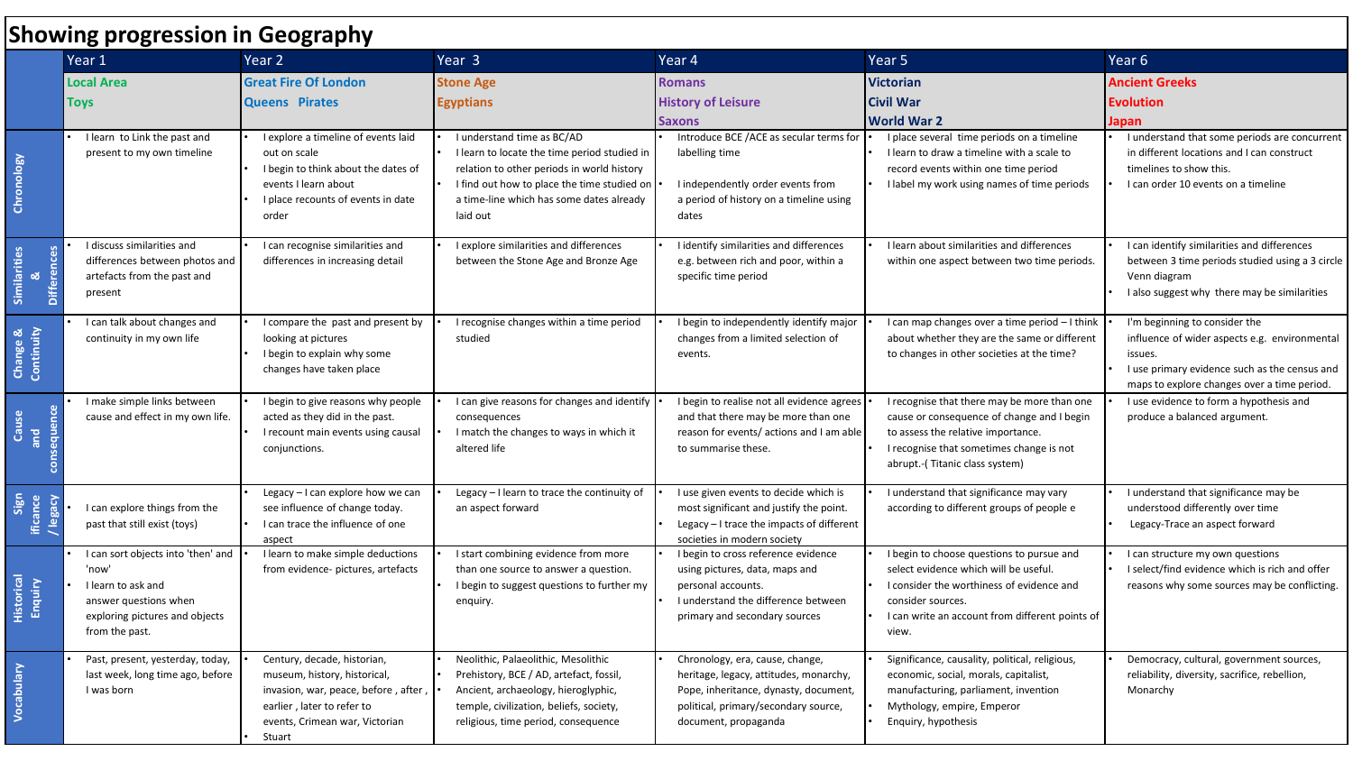# Showing progression in Geography

| | Year 1 | Year 2 | Year 3 | Year 4 | Year 5 | Year 6 |
|---|---|---|---|---|---|---|
| | Local Area<br>Toys | Great Fire Of London<br>Queens Pirates | Stone Age<br>Egyptians | Romans<br>History of Leisure<br>Saxons | Victorian<br>Civil War<br>World War 2 | Ancient Greeks<br>Evolution<br>Japan |
| **Chronology** | • I learn to Link the past and present to my own timeline | • I explore a timeline of events laid out on scale<br>• I begin to think about the dates of events I learn about<br>• I place recounts of events in date order | • I understand time as BC/AD<br>• I learn to locate the time period studied in relation to other periods in world history<br>• I find out how to place the time studied on a time-line which has some dates already laid out | • Introduce BCE /ACE as secular terms for labelling time<br>• I independently order events from a period of history on a timeline using dates | • I place several time periods on a timeline<br>• I learn to draw a timeline with a scale to record events within one time period<br>• I label my work using names of time periods | • I understand that some periods are concurrent in different locations and I can construct timelines to show this.<br>• I can order 10 events on a timeline |
| **Similarities & Differences** | • I discuss similarities and differences between photos and artefacts from the past and present | • I can recognise similarities and differences in increasing detail | • I explore similarities and differences between the Stone Age and Bronze Age | • I identify similarities and differences e.g. between rich and poor, within a specific time period | • I learn about similarities and differences within one aspect between two time periods. | • I can identify similarities and differences between 3 time periods studied using a 3 circle Venn diagram<br>• I also suggest why there may be similarities |
| **Change & Continuity** | • I can talk about changes and continuity in my own life | • I compare the past and present by looking at pictures<br>• I begin to explain why some changes have taken place | • I recognise changes within a time period studied | • I begin to independently identify major changes from a limited selection of events. | • I can map changes over a time period – I think about whether they are the same or different to changes in other societies at the time? | • I'm beginning to consider the influence of wider aspects e.g. environmental issues.<br>• I use primary evidence such as the census and maps to explore changes over a time period. |
| **Cause and consequence** | • I make simple links between cause and effect in my own life. | • I begin to give reasons why people acted as they did in the past.<br>• I recount main events using causal conjunctions. | • I can give reasons for changes and identify consequences<br>• I match the changes to ways in which it altered life | • I begin to realise not all evidence agrees and that there may be more than one reason for events/ actions and I am able to summarise these. | • I recognise that there may be more than one cause or consequence of change and I begin to assess the relative importance.<br>• I recognise that sometimes change is not abrupt.-( Titanic class system) | • I use evidence to form a hypothesis and produce a balanced argument. |
| **Significance / legacy** | • I can explore things from the past that still exist (toys) | • Legacy – I can explore how we can see influence of change today.<br>• I can trace the influence of one aspect | • Legacy – I learn to trace the continuity of an aspect forward | • I use given events to decide which is most significant and justify the point.<br>• Legacy – I trace the impacts of different societies in modern society | • I understand that significance may vary according to different groups of people e | • I understand that significance may be understood differently over time<br>• Legacy-Trace an aspect forward |
| **Historical Enquiry** | • I can sort objects into 'then' and 'now'<br>• I learn to ask and answer questions when exploring pictures and objects from the past. | • I learn to make simple deductions from evidence- pictures, artefacts | • I start combining evidence from more than one source to answer a question.<br>• I begin to suggest questions to further my enquiry. | • I begin to cross reference evidence using pictures, data, maps and personal accounts.<br>• I understand the difference between primary and secondary sources | • I begin to choose questions to pursue and select evidence which will be useful.<br>• I consider the worthiness of evidence and consider sources.<br>• I can write an account from different points of view. | • I can structure my own questions<br>• I select/find evidence which is rich and offer reasons why some sources may be conflicting. |
| **Vocabulary** | • Past, present, yesterday, today, last week, long time ago, before I was born | • Century, decade, historian, museum, history, historical, invasion, war, peace, before , after , earlier , later to refer to events, Crimean war, Victorian<br>• Stuart | • Neolithic, Palaeolithic, Mesolithic<br>• Prehistory, BCE / AD, artefact, fossil,<br>• Ancient, archaeology, hieroglyphic, temple, civilization, beliefs, society, religious, time period, consequence | • Chronology, era, cause, change, heritage, legacy, attitudes, monarchy, Pope, inheritance, dynasty, document, political, primary/secondary source, document, propaganda | • Significance, causality, political, religious, economic, social, morals, capitalist, manufacturing, parliament, invention<br>• Mythology, empire, Emperor<br>• Enquiry, hypothesis | • Democracy, cultural, government sources, reliability, diversity, sacrifice, rebellion, Monarchy |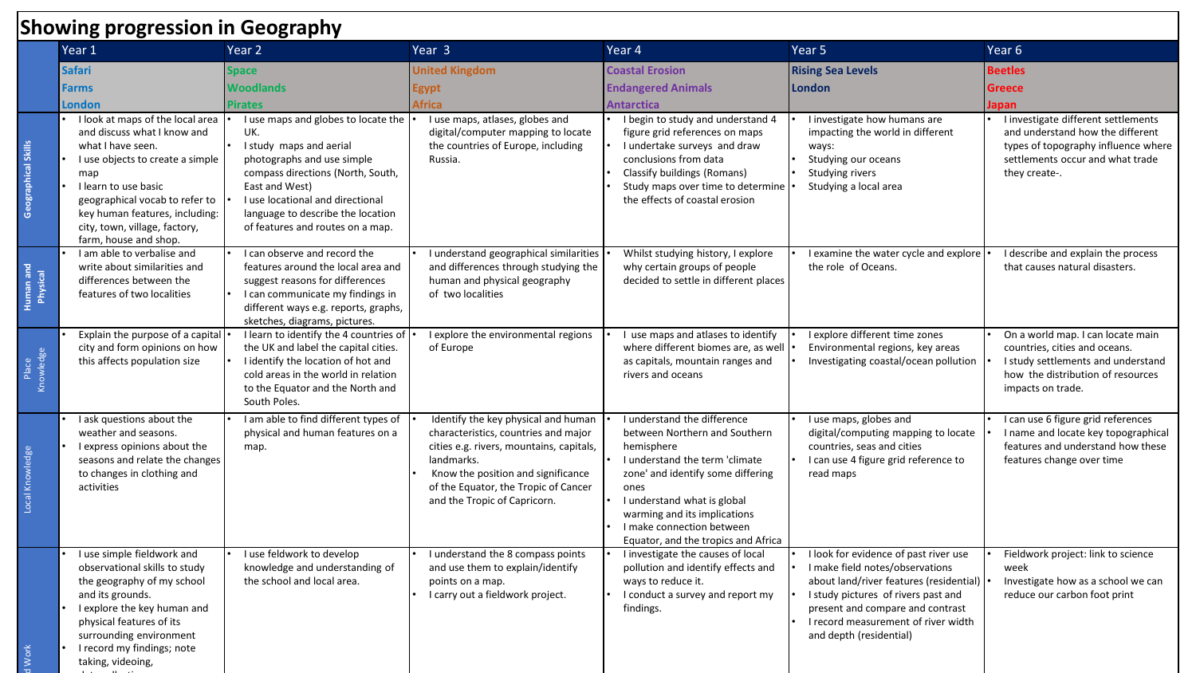# Showing progression in Geography

| | Year 1 | Year 2 | Year 3 | Year 4 | Year 5 | Year 6 |
|---|---|---|---|---|---|---|
| | Safari<br>Farms<br>London | Space<br>Woodlands<br>Pirates | United Kingdom<br>Egypt<br>Africa | Coastal Erosion<br>Endangered Animals<br>Antarctica | Rising Sea Levels<br>London | Beetles<br>Greece<br>Japan |
| Geographical Skills | • I look at maps of the local area and discuss what I know and what I have seen.<br>• I use objects to create a simple map<br>• I learn to use basic geographical vocab to refer to key human features, including: city, town, village, factory, farm, house and shop. | • I use maps and globes to locate the UK.<br>• I study maps and aerial photographs and use simple compass directions (North, South, East and West)<br>• I use locational and directional language to describe the location of features and routes on a map. | • I use maps, atlases, globes and digital/computer mapping to locate the countries of Europe, including Russia. | • I begin to study and understand 4 figure grid references on maps<br>• I undertake surveys and draw conclusions from data<br>• Classify buildings (Romans)<br>• Study maps over time to determine the effects of coastal erosion | • I investigate how humans are impacting the world in different ways:<br>• Studying our oceans<br>• Studying rivers<br>• Studying a local area | • I investigate different settlements and understand how the different types of topography influence where settlements occur and what trade they create-. |
| Human and Physical | • I am able to verbalise and write about similarities and differences between the features of two localities | • I can observe and record the features around the local area and suggest reasons for differences<br>• I can communicate my findings in different ways e.g. reports, graphs, sketches, diagrams, pictures. | • I understand geographical similarities and differences through studying the human and physical geography of two localities | • Whilst studying history, I explore why certain groups of people decided to settle in different places | • I examine the water cycle and explore the role of Oceans. | • I describe and explain the process that causes natural disasters. |
| Place Knowledge | • Explain the purpose of a capital city and form opinions on how this affects population size | • I learn to identify the 4 countries of the UK and label the capital cities.<br>• I identify the location of hot and cold areas in the world in relation to the Equator and the North and South Poles. | • I explore the environmental regions of Europe | • I use maps and atlases to identify where different biomes are, as well as capitals, mountain ranges and rivers and oceans | • I explore different time zones<br>• Environmental regions, key areas<br>• Investigating coastal/ocean pollution | • On a world map. I can locate main countries, cities and oceans.<br>• I study settlements and understand how the distribution of resources impacts on trade. |
| Local Knowledge | • I ask questions about the weather and seasons.<br>• I express opinions about the seasons and relate the changes to changes in clothing and activities | • I am able to find different types of physical and human features on a map. | • Identify the key physical and human characteristics, countries and major cities e.g. rivers, mountains, capitals, landmarks.<br>• Know the position and significance of the Equator, the Tropic of Cancer and the Tropic of Capricorn. | • I understand the difference between Northern and Southern hemisphere<br>• I understand the term 'climate zone' and identify some differing ones<br>• I understand what is global warming and its implications<br>• I make connection between Equator, and the tropics and Africa | • I use maps, globes and digital/computing mapping to locate countries, seas and cities<br>• I can use 4 figure grid reference to read maps | • I can use 6 figure grid references<br>• I name and locate key topographical features and understand how these features change over time |
| d Work | • I use simple fieldwork and observational skills to study the geography of my school and its grounds.<br>• I explore the key human and physical features of its surrounding environment<br>• I record my findings; note taking, videoing, | • I use feldwork to develop knowledge and understanding of the school and local area. | • I understand the 8 compass points and use them to explain/identify points on a map.<br>• I carry out a fieldwork project. | • I investigate the causes of local pollution and identify effects and ways to reduce it.<br>• I conduct a survey and report my findings. | • I look for evidence of past river use<br>• I make field notes/observations about land/river features (residential)<br>• I study pictures of rivers past and present and compare and contrast<br>• I record measurement of river width and depth (residential) | • Fieldwork project: link to science week<br>• Investigate how as a school we can reduce our carbon foot print |